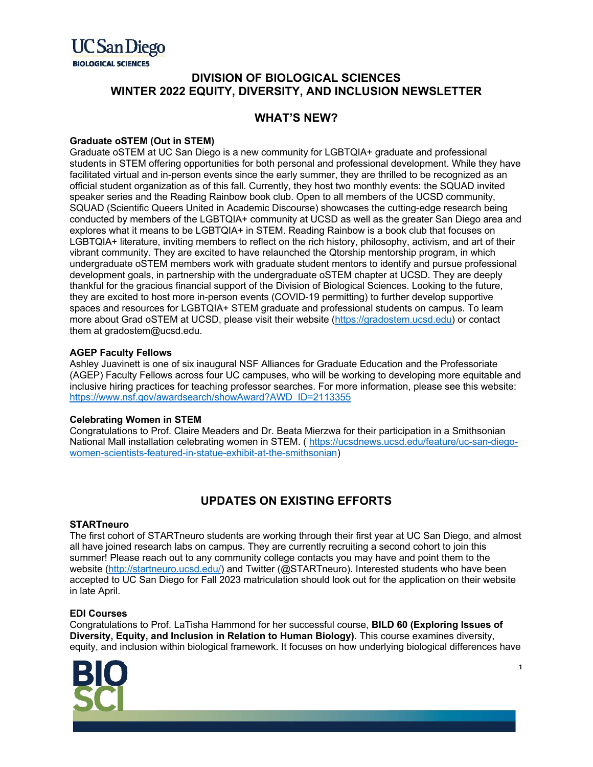# DIVISION OF BIOLOGICAL SCIENCES
# WINTER 2022 EQUITY, DIVERSITY, AND INCLUSION NEWSLETTER

## WHAT'S NEW?

**Graduate oSTEM (Out in STEM)**

Graduate oSTEM at UC San Diego is a new community for LGBTQIA+ graduate and professional students in STEM offering opportunities for both personal and professional development. While they have facilitated virtual and in-person events since the early summer, they are thrilled to be recognized as an official student organization as of this fall. Currently, they host two monthly events: the SQUAD invited speaker series and the Reading Rainbow book club. Open to all members of the UCSD community, SQUAD (Scientific Queers United in Academic Discourse) showcases the cutting-edge research being conducted by members of the LGBTQIA+ community at UCSD as well as the greater San Diego area and explores what it means to be LGBTQIA+ in STEM. Reading Rainbow is a book club that focuses on LGBTQIA+ literature, inviting members to reflect on the rich history, philosophy, activism, and art of their vibrant community. They are excited to have relaunched the Qtorship mentorship program, in which undergraduate oSTEM members work with graduate student mentors to identify and pursue professional development goals, in partnership with the undergraduate oSTEM chapter at UCSD. They are deeply thankful for the gracious financial support of the Division of Biological Sciences. Looking to the future, they are excited to host more in-person events (COVID-19 permitting) to further develop supportive spaces and resources for LGBTQIA+ STEM graduate and professional students on campus. To learn more about Grad oSTEM at UCSD, please visit their website (https://gradostem.ucsd.edu) or contact them at gradostem@ucsd.edu.

**AGEP Faculty Fellows**

Ashley Juavinett is one of six inaugural NSF Alliances for Graduate Education and the Professoriate (AGEP) Faculty Fellows across four UC campuses, who will be working to developing more equitable and inclusive hiring practices for teaching professor searches. For more information, please see this website: https://www.nsf.gov/awardsearch/showAward?AWD_ID=2113355

**Celebrating Women in STEM**

Congratulations to Prof. Claire Meaders and Dr. Beata Mierzwa for their participation in a Smithsonian National Mall installation celebrating women in STEM. ( https://ucsdnews.ucsd.edu/feature/uc-san-diego-women-scientists-featured-in-statue-exhibit-at-the-smithsonian)

## UPDATES ON EXISTING EFFORTS

**STARTneuro**

The first cohort of STARTneuro students are working through their first year at UC San Diego, and almost all have joined research labs on campus. They are currently recruiting a second cohort to join this summer! Please reach out to any community college contacts you may have and point them to the website (http://startneuro.ucsd.edu/) and Twitter (@STARTneuro). Interested students who have been accepted to UC San Diego for Fall 2023 matriculation should look out for the application on their website in late April.

**EDI Courses**

Congratulations to Prof. LaTisha Hammond for her successful course, **BILD 60 (Exploring Issues of Diversity, Equity, and Inclusion in Relation to Human Biology).** This course examines diversity, equity, and inclusion within biological framework. It focuses on how underlying biological differences have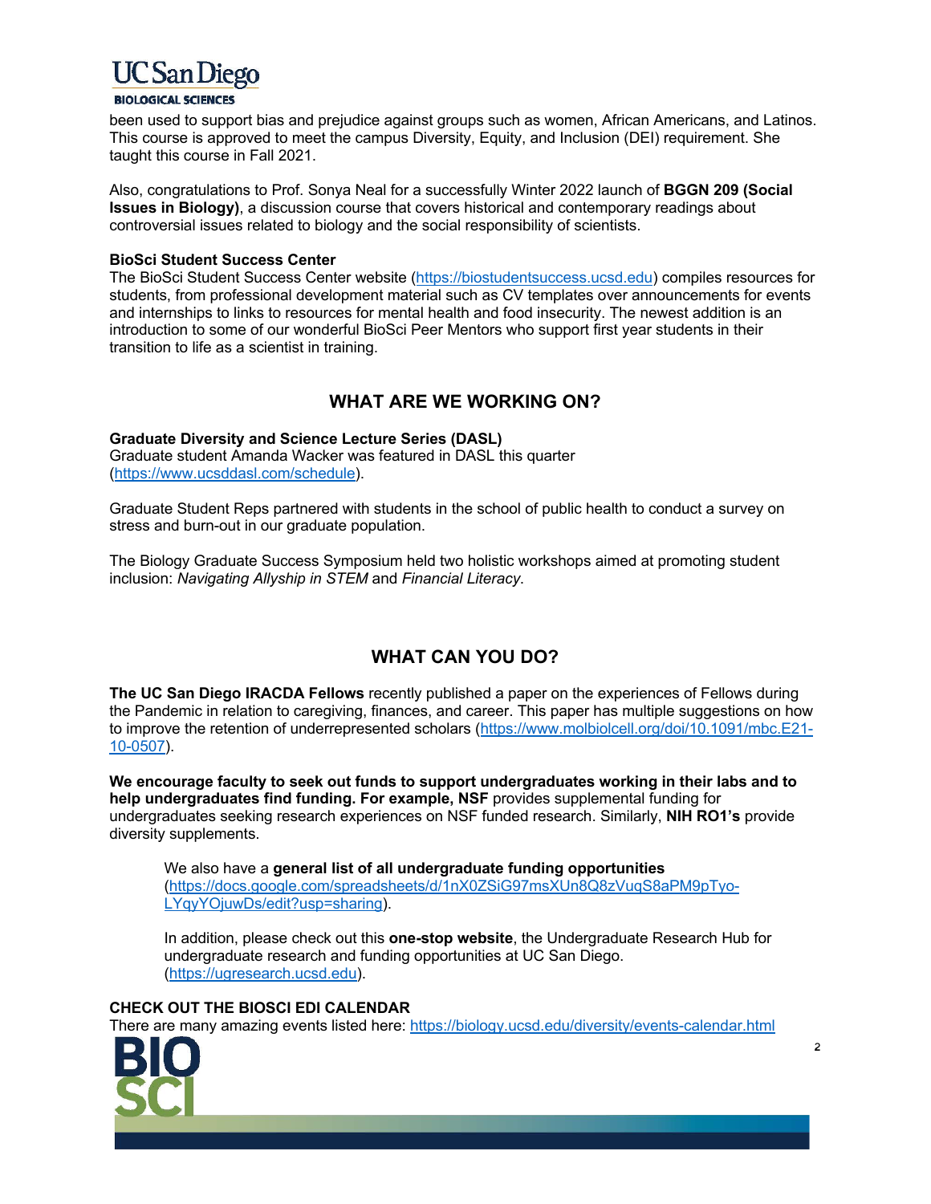been used to support bias and prejudice against groups such as women, African Americans, and Latinos. This course is approved to meet the campus Diversity, Equity, and Inclusion (DEI) requirement. She taught this course in Fall 2021.

Also, congratulations to Prof. Sonya Neal for a successfully Winter 2022 launch of **BGGN 209 (Social Issues in Biology)**, a discussion course that covers historical and contemporary readings about controversial issues related to biology and the social responsibility of scientists.

**BioSci Student Success Center**
The BioSci Student Success Center website (https://biostudentsuccess.ucsd.edu) compiles resources for students, from professional development material such as CV templates over announcements for events and internships to links to resources for mental health and food insecurity. The newest addition is an introduction to some of our wonderful BioSci Peer Mentors who support first year students in their transition to life as a scientist in training.

## WHAT ARE WE WORKING ON?

**Graduate Diversity and Science Lecture Series (DASL)**
Graduate student Amanda Wacker was featured in DASL this quarter (https://www.ucsddasl.com/schedule).

Graduate Student Reps partnered with students in the school of public health to conduct a survey on stress and burn-out in our graduate population.

The Biology Graduate Success Symposium held two holistic workshops aimed at promoting student inclusion: *Navigating Allyship in STEM* and *Financial Literacy*.

## WHAT CAN YOU DO?

**The UC San Diego IRACDA Fellows** recently published a paper on the experiences of Fellows during the Pandemic in relation to caregiving, finances, and career. This paper has multiple suggestions on how to improve the retention of underrepresented scholars (https://www.molbiolcell.org/doi/10.1091/mbc.E21-10-0507).

**We encourage faculty to seek out funds to support undergraduates working in their labs and to help undergraduates find funding. For example, NSF** provides supplemental funding for undergraduates seeking research experiences on NSF funded research. Similarly, **NIH RO1's** provide diversity supplements.

> We also have a **general list of all undergraduate funding opportunities** (https://docs.google.com/spreadsheets/d/1nX0ZSiG97msXUn8Q8zVuqS8aPM9pTyo-LYqyYOjuwDs/edit?usp=sharing).
>
> In addition, please check out this **one-stop website**, the Undergraduate Research Hub for undergraduate research and funding opportunities at UC San Diego. (https://ugresearch.ucsd.edu).

**CHECK OUT THE BIOSCI EDI CALENDAR**
There are many amazing events listed here: https://biology.ucsd.edu/diversity/events-calendar.html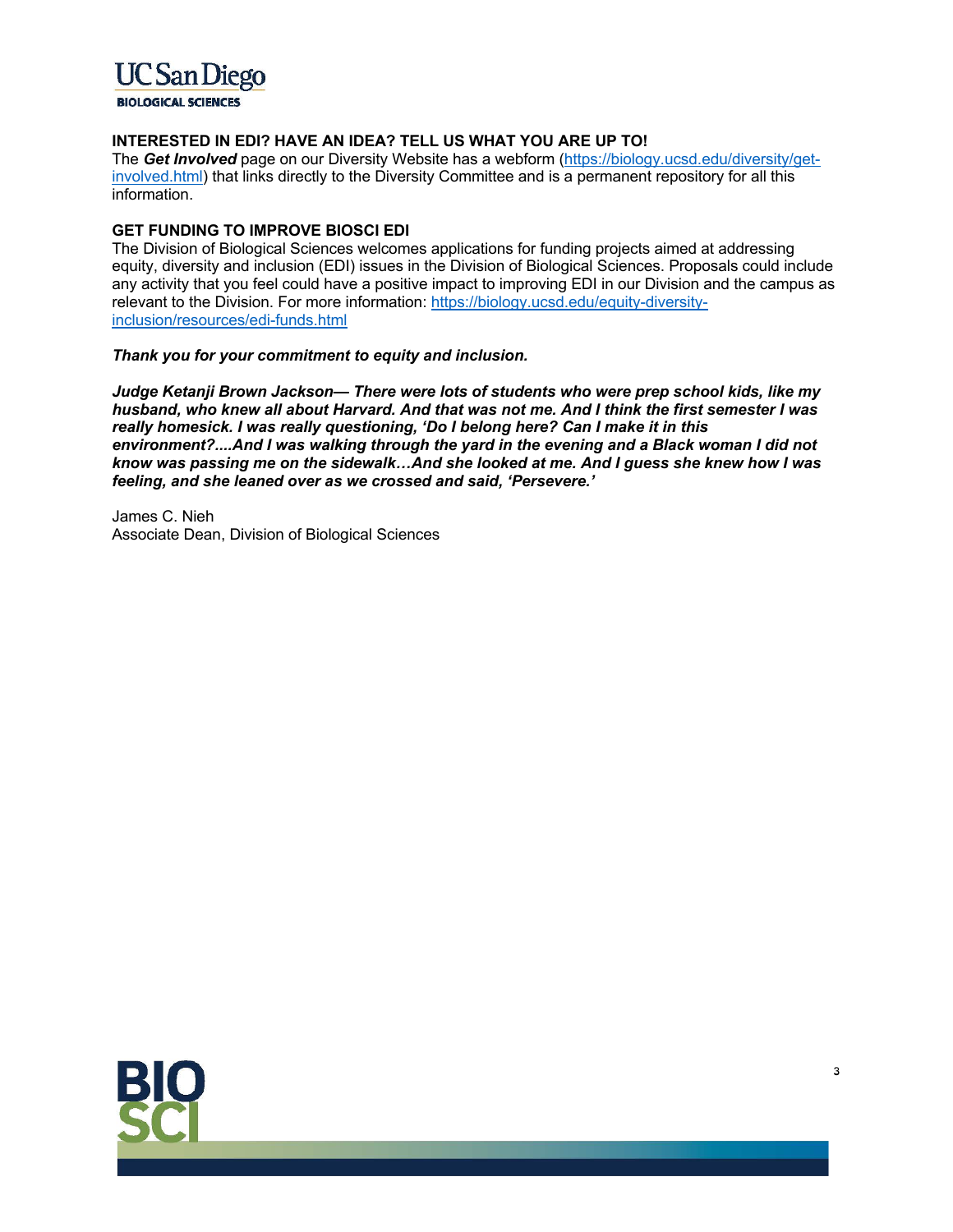### INTERESTED IN EDI? HAVE AN IDEA? TELL US WHAT YOU ARE UP TO!

The ***Get Involved*** page on our Diversity Website has a webform (https://biology.ucsd.edu/diversity/get-involved.html) that links directly to the Diversity Committee and is a permanent repository for all this information.

### GET FUNDING TO IMPROVE BIOSCI EDI

The Division of Biological Sciences welcomes applications for funding projects aimed at addressing equity, diversity and inclusion (EDI) issues in the Division of Biological Sciences. Proposals could include any activity that you feel could have a positive impact to improving EDI in our Division and the campus as relevant to the Division. For more information: https://biology.ucsd.edu/equity-diversity-inclusion/resources/edi-funds.html

***Thank you for your commitment to equity and inclusion.***

***Judge Ketanji Brown Jackson— There were lots of students who were prep school kids, like my husband, who knew all about Harvard. And that was not me. And I think the first semester I was really homesick. I was really questioning, 'Do I belong here? Can I make it in this environment?....And I was walking through the yard in the evening and a Black woman I did not know was passing me on the sidewalk…And she looked at me. And I guess she knew how I was feeling, and she leaned over as we crossed and said, 'Persevere.'***

James C. Nieh
Associate Dean, Division of Biological Sciences